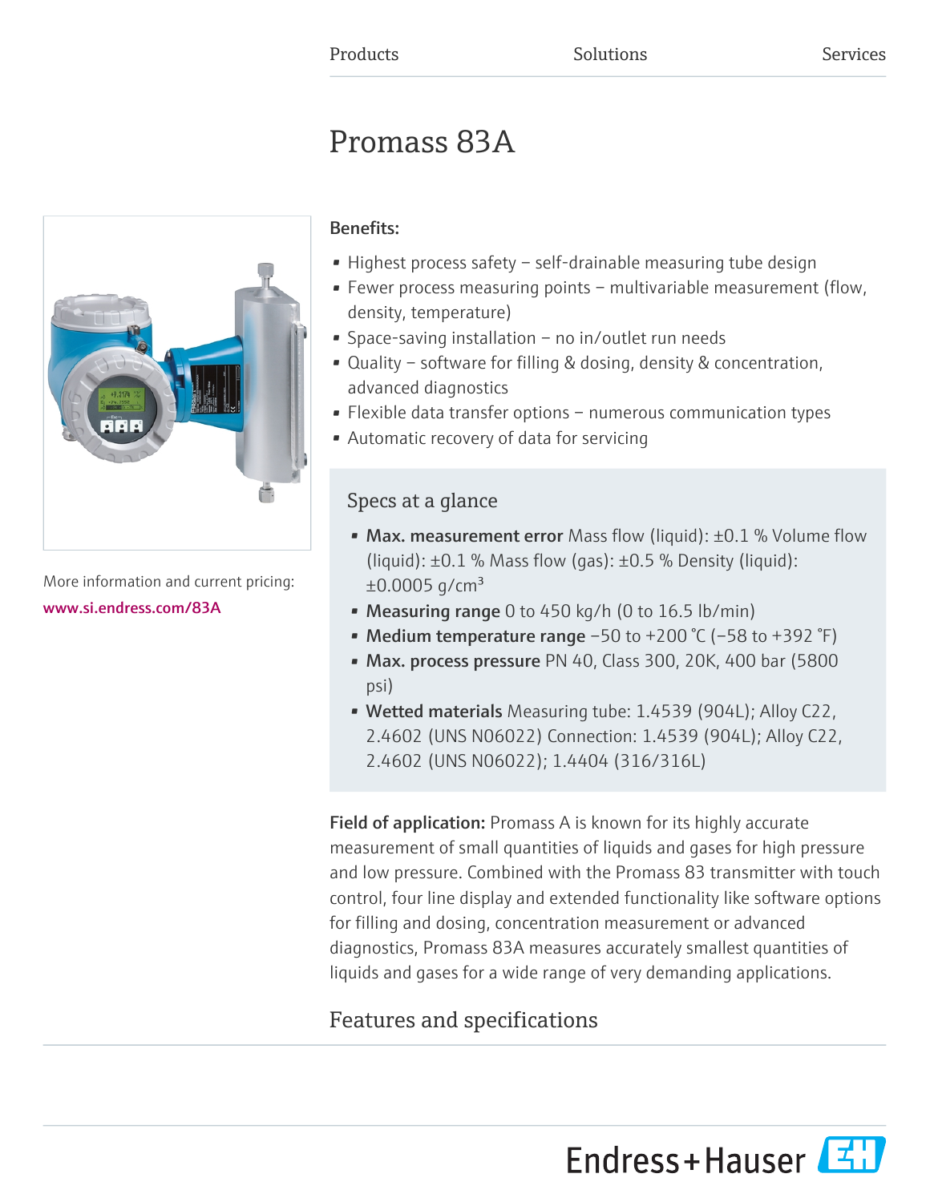Products    Solutions    Services

# Promass 83A

More information and current pricing:
www.si.endress.com/83A

**Benefits:**

- Highest process safety – self-drainable measuring tube design
- Fewer process measuring points – multivariable measurement (flow, density, temperature)
- Space-saving installation – no in/outlet run needs
- Quality – software for filling & dosing, density & concentration, advanced diagnostics
- Flexible data transfer options – numerous communication types
- Automatic recovery of data for servicing

## Specs at a glance

- **Max. measurement error** Mass flow (liquid): ±0.1 % Volume flow (liquid): ±0.1 % Mass flow (gas): ±0.5 % Density (liquid): ±0.0005 g/cm³
- **Measuring range** 0 to 450 kg/h (0 to 16.5 lb/min)
- **Medium temperature range** −50 to +200 °C (−58 to +392 °F)
- **Max. process pressure** PN 40, Class 300, 20K, 400 bar (5800 psi)
- **Wetted materials** Measuring tube: 1.4539 (904L); Alloy C22, 2.4602 (UNS N06022) Connection: 1.4539 (904L); Alloy C22, 2.4602 (UNS N06022); 1.4404 (316/316L)

**Field of application:** Promass A is known for its highly accurate measurement of small quantities of liquids and gases for high pressure and low pressure. Combined with the Promass 83 transmitter with touch control, four line display and extended functionality like software options for filling and dosing, concentration measurement or advanced diagnostics, Promass 83A measures accurately smallest quantities of liquids and gases for a wide range of very demanding applications.

## Features and specifications

Endress+Hauser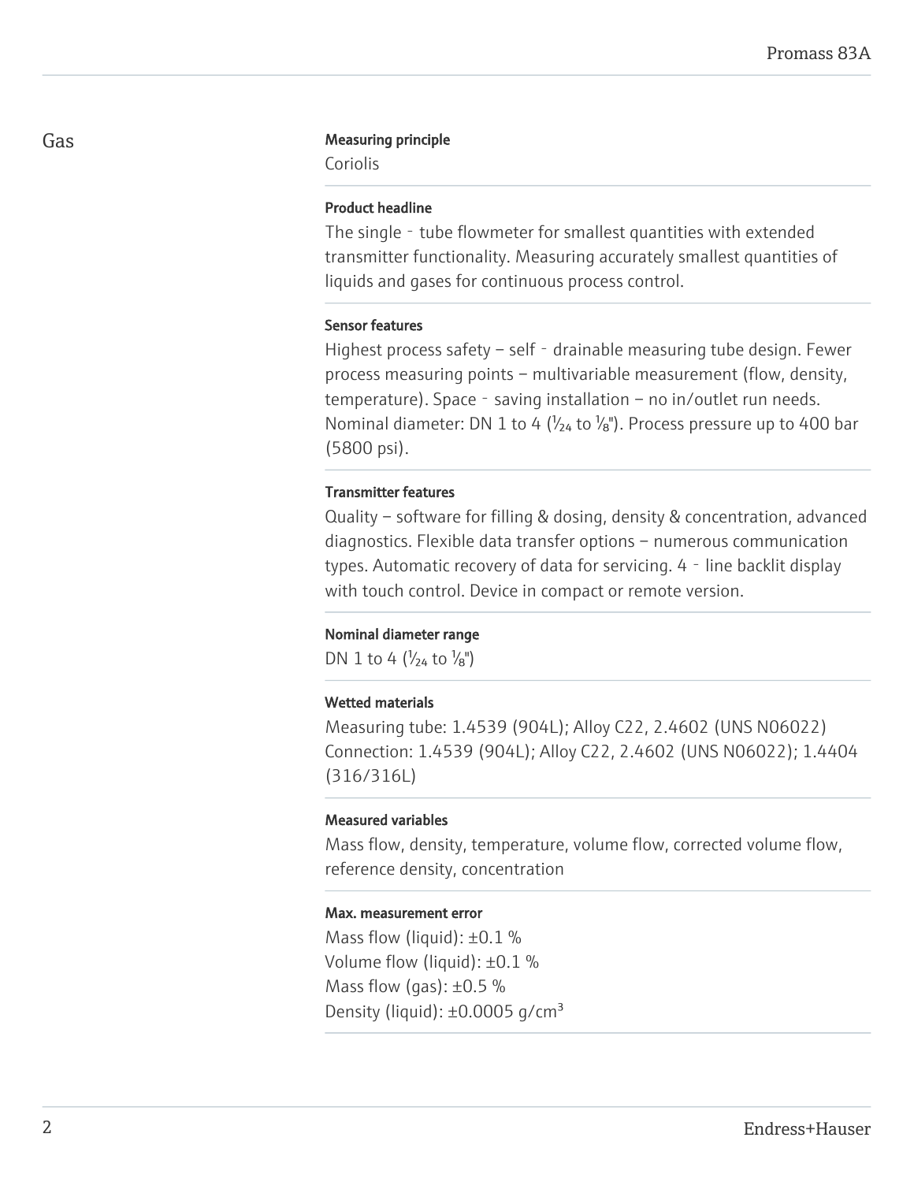## Gas

### Measuring principle

Coriolis

### Product headline

The single‐tube flowmeter for smallest quantities with extended transmitter functionality. Measuring accurately smallest quantities of liquids and gases for continuous process control.

### Sensor features

Highest process safety – self‐drainable measuring tube design. Fewer process measuring points – multivariable measurement (flow, density, temperature). Space‐saving installation – no in/outlet run needs. Nominal diameter: DN 1 to 4 ($\frac{1}{24}$ to $\frac{1}{8}$"). Process pressure up to 400 bar (5800 psi).

### Transmitter features

Quality – software for filling & dosing, density & concentration, advanced diagnostics. Flexible data transfer options – numerous communication types. Automatic recovery of data for servicing. 4‐line backlit display with touch control. Device in compact or remote version.

### Nominal diameter range

DN 1 to 4 ($\frac{1}{24}$ to $\frac{1}{8}$")

### Wetted materials

Measuring tube: 1.4539 (904L); Alloy C22, 2.4602 (UNS N06022)
Connection: 1.4539 (904L); Alloy C22, 2.4602 (UNS N06022); 1.4404 (316/316L)

### Measured variables

Mass flow, density, temperature, volume flow, corrected volume flow, reference density, concentration

### Max. measurement error

Mass flow (liquid): ±0.1 %
Volume flow (liquid): ±0.1 %
Mass flow (gas): ±0.5 %
Density (liquid): ±0.0005 g/cm³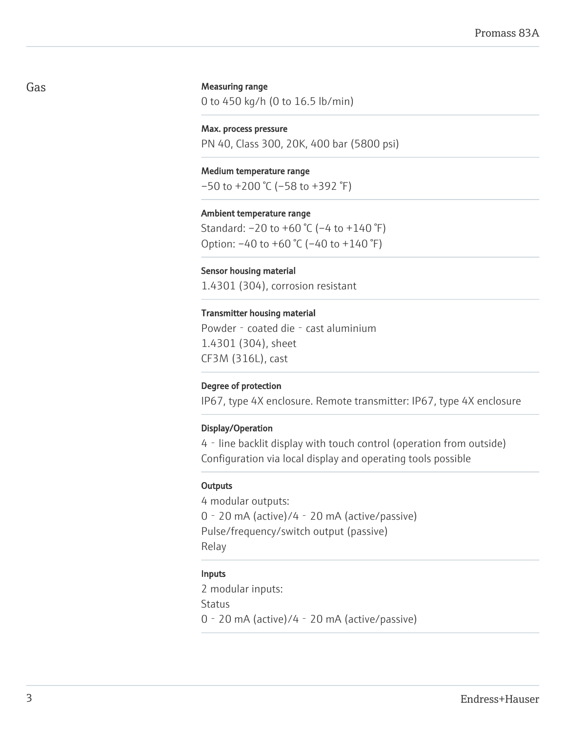## Gas

**Measuring range**

0 to 450 kg/h (0 to 16.5 lb/min)

**Max. process pressure**

PN 40, Class 300, 20K, 400 bar (5800 psi)

**Medium temperature range**

−50 to +200 °C (−58 to +392 °F)

**Ambient temperature range**

Standard: −20 to +60 °C (−4 to +140 °F)
Option: −40 to +60 °C (−40 to +140 °F)

**Sensor housing material**

1.4301 (304), corrosion resistant

**Transmitter housing material**

Powder‑coated die‑cast aluminium
1.4301 (304), sheet
CF3M (316L), cast

**Degree of protection**

IP67, type 4X enclosure. Remote transmitter: IP67, type 4X enclosure

**Display/Operation**

4‑line backlit display with touch control (operation from outside)
Configuration via local display and operating tools possible

**Outputs**

4 modular outputs:
0‑20 mA (active)/4‑20 mA (active/passive)
Pulse/frequency/switch output (passive)
Relay

**Inputs**

2 modular inputs:
Status
0‑20 mA (active)/4‑20 mA (active/passive)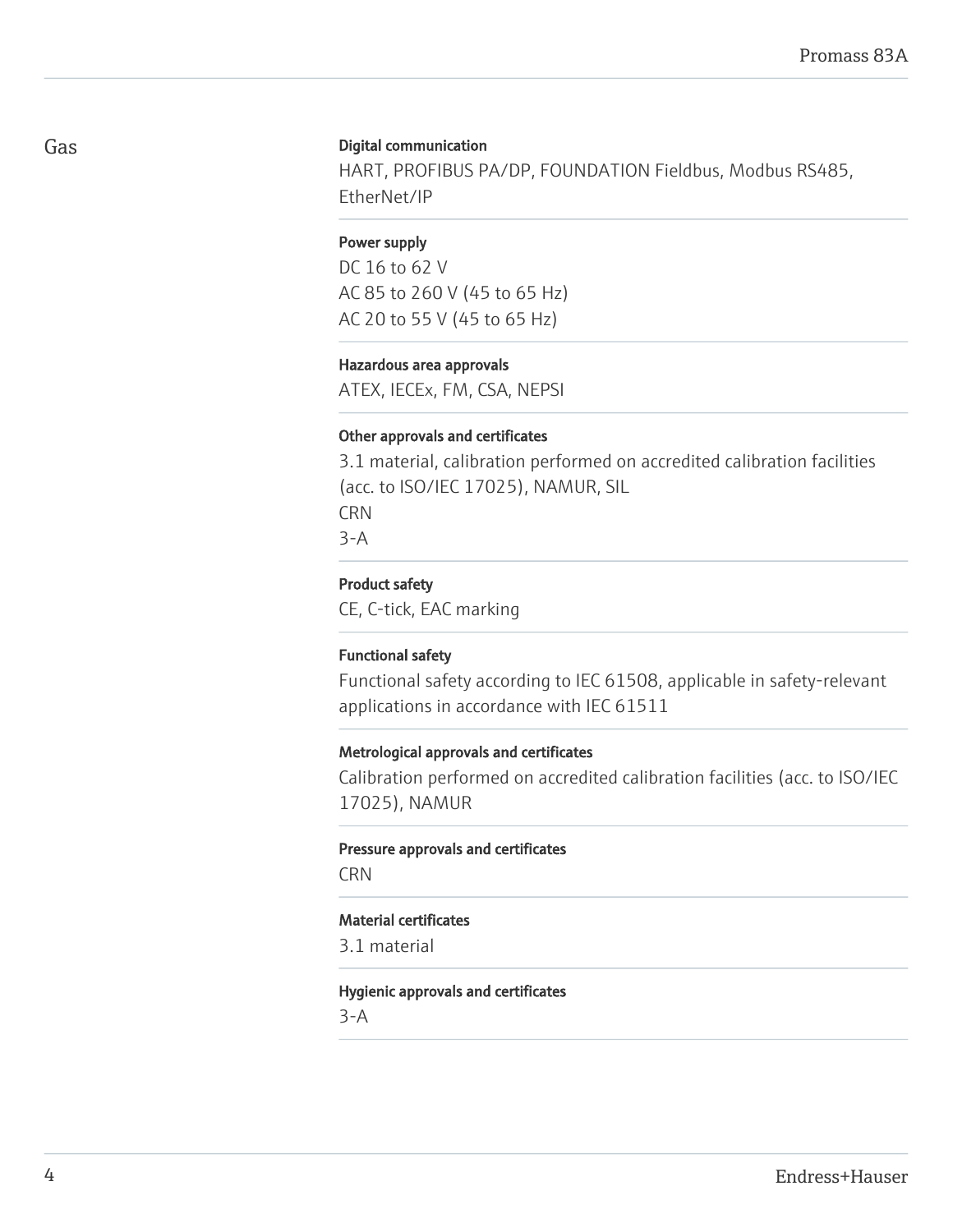Gas

**Digital communication**

HART, PROFIBUS PA/DP, FOUNDATION Fieldbus, Modbus RS485, EtherNet/IP

**Power supply**

DC 16 to 62 V
AC 85 to 260 V (45 to 65 Hz)
AC 20 to 55 V (45 to 65 Hz)

**Hazardous area approvals**

ATEX, IECEx, FM, CSA, NEPSI

**Other approvals and certificates**

3.1 material, calibration performed on accredited calibration facilities (acc. to ISO/IEC 17025), NAMUR, SIL
CRN
3-A

**Product safety**

CE, C-tick, EAC marking

**Functional safety**

Functional safety according to IEC 61508, applicable in safety-relevant applications in accordance with IEC 61511

**Metrological approvals and certificates**

Calibration performed on accredited calibration facilities (acc. to ISO/IEC 17025), NAMUR

**Pressure approvals and certificates**

CRN

**Material certificates**

3.1 material

**Hygienic approvals and certificates**

3-A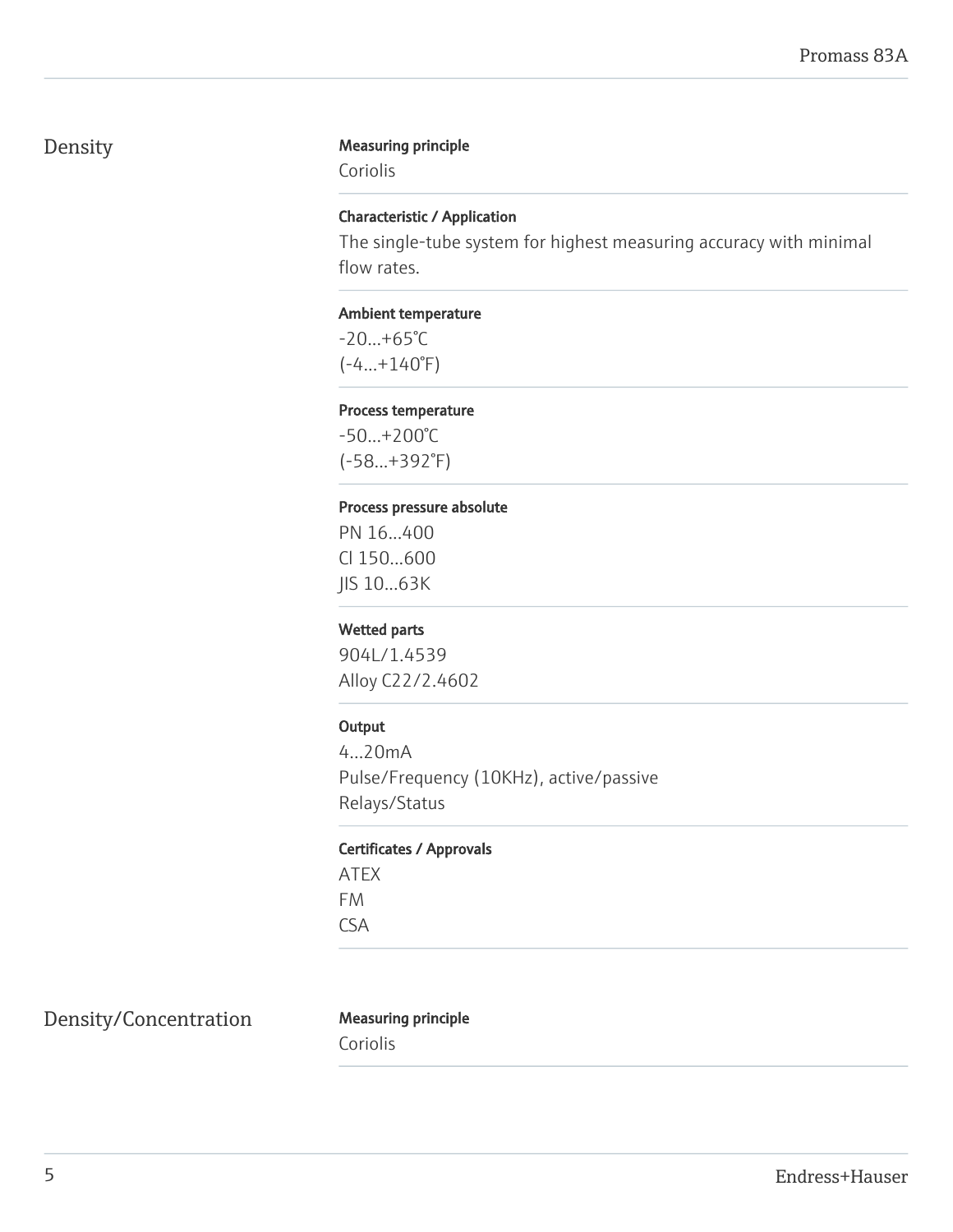## Density

**Measuring principle**

Coriolis

**Characteristic / Application**

The single-tube system for highest measuring accuracy with minimal flow rates.

**Ambient temperature**

-20…+65°C
(-4…+140°F)

**Process temperature**

-50…+200°C
(-58…+392°F)

**Process pressure absolute**

PN 16…400
Cl 150…600
JIS 10…63K

**Wetted parts**

904L/1.4539
Alloy C22/2.4602

**Output**

4…20mA
Pulse/Frequency (10KHz), active/passive
Relays/Status

**Certificates / Approvals**

ATEX
FM
CSA

## Density/Concentration

**Measuring principle**

Coriolis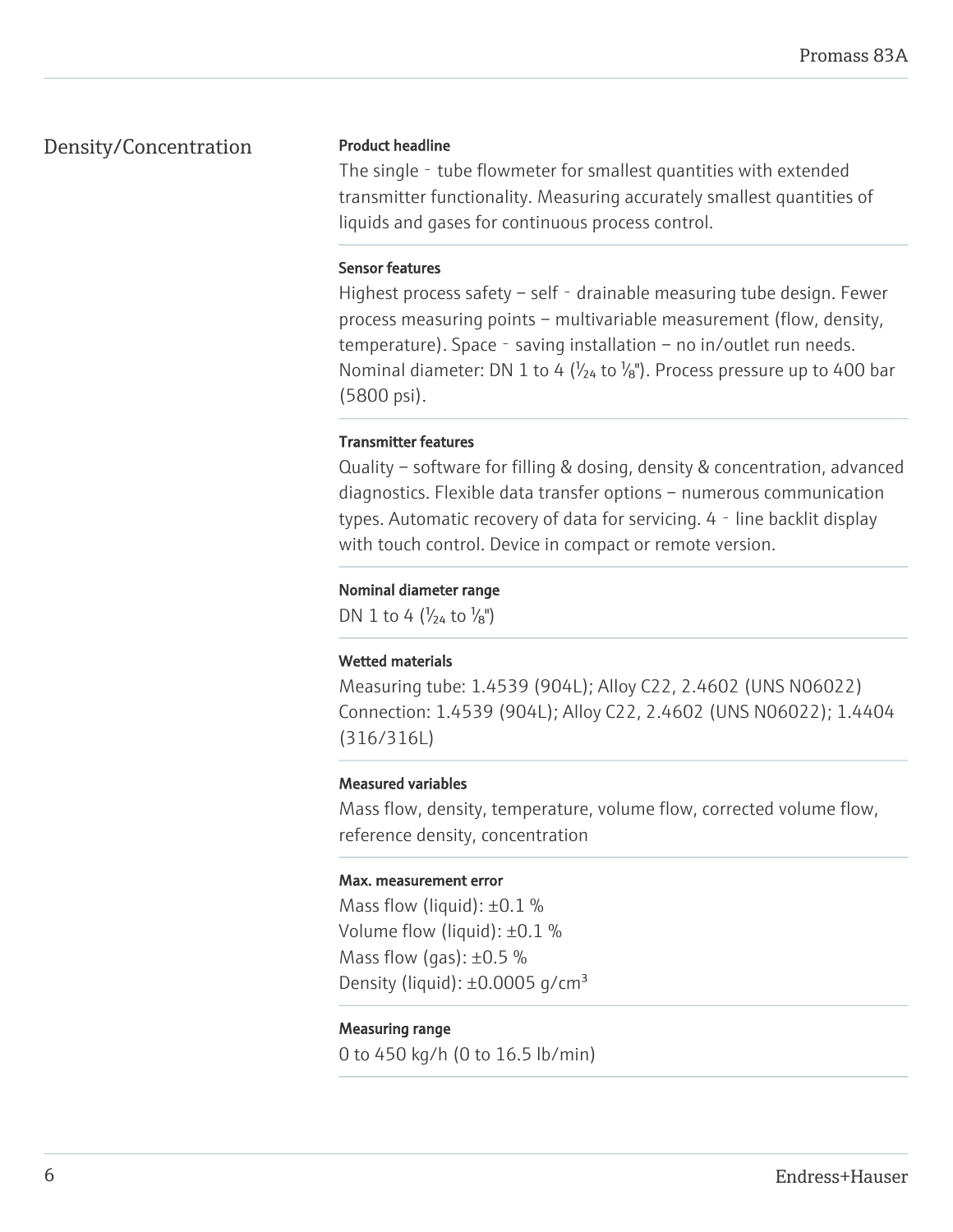## Density/Concentration

**Product headline**

The single‐tube flowmeter for smallest quantities with extended transmitter functionality. Measuring accurately smallest quantities of liquids and gases for continuous process control.

**Sensor features**

Highest process safety – self‐drainable measuring tube design. Fewer process measuring points – multivariable measurement (flow, density, temperature). Space‐saving installation – no in/outlet run needs. Nominal diameter: DN 1 to 4 (1⁄24 to 1⁄8"). Process pressure up to 400 bar (5800 psi).

**Transmitter features**

Quality – software for filling & dosing, density & concentration, advanced diagnostics. Flexible data transfer options – numerous communication types. Automatic recovery of data for servicing. 4‐line backlit display with touch control. Device in compact or remote version.

**Nominal diameter range**

DN 1 to 4 (1⁄24 to 1⁄8")

**Wetted materials**

Measuring tube: 1.4539 (904L); Alloy C22, 2.4602 (UNS N06022)
Connection: 1.4539 (904L); Alloy C22, 2.4602 (UNS N06022); 1.4404 (316/316L)

**Measured variables**

Mass flow, density, temperature, volume flow, corrected volume flow, reference density, concentration

**Max. measurement error**

Mass flow (liquid): ±0.1 %
Volume flow (liquid): ±0.1 %
Mass flow (gas): ±0.5 %
Density (liquid): ±0.0005 g/cm³

**Measuring range**

0 to 450 kg/h (0 to 16.5 lb/min)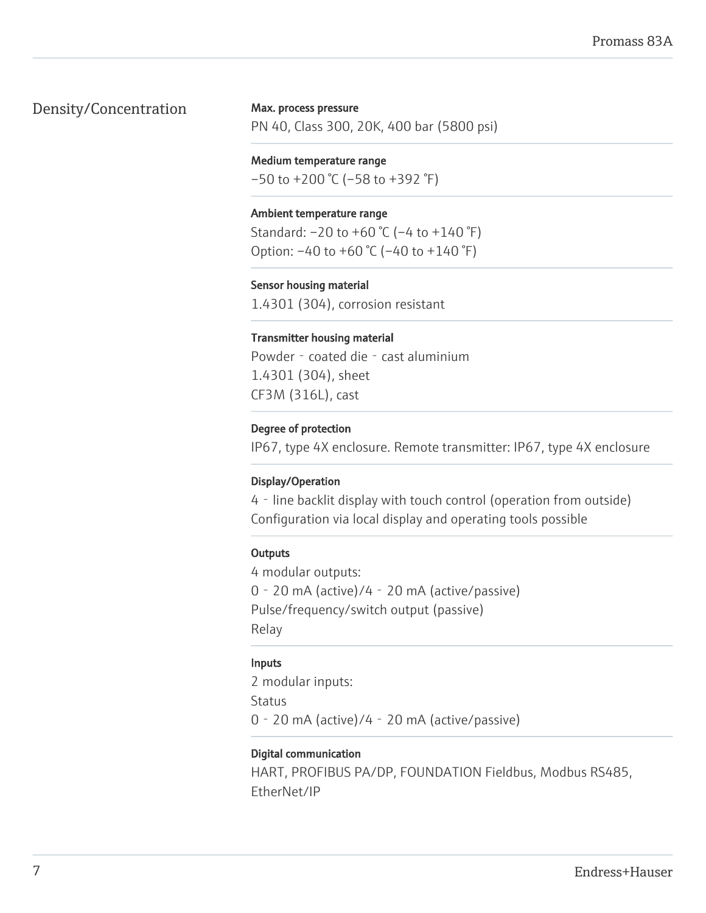## Density/Concentration

**Max. process pressure**

PN 40, Class 300, 20K, 400 bar (5800 psi)

**Medium temperature range**

−50 to +200 °C (−58 to +392 °F)

**Ambient temperature range**

Standard: −20 to +60 °C (−4 to +140 °F)
Option: −40 to +60 °C (−40 to +140 °F)

**Sensor housing material**

1.4301 (304), corrosion resistant

**Transmitter housing material**

Powder‐coated die‐cast aluminium
1.4301 (304), sheet
CF3M (316L), cast

**Degree of protection**

IP67, type 4X enclosure. Remote transmitter: IP67, type 4X enclosure

**Display/Operation**

4‐line backlit display with touch control (operation from outside)
Configuration via local display and operating tools possible

**Outputs**

4 modular outputs:
0‐20 mA (active)/4‐20 mA (active/passive)
Pulse/frequency/switch output (passive)
Relay

**Inputs**

2 modular inputs:
Status
0‐20 mA (active)/4‐20 mA (active/passive)

**Digital communication**

HART, PROFIBUS PA/DP, FOUNDATION Fieldbus, Modbus RS485, EtherNet/IP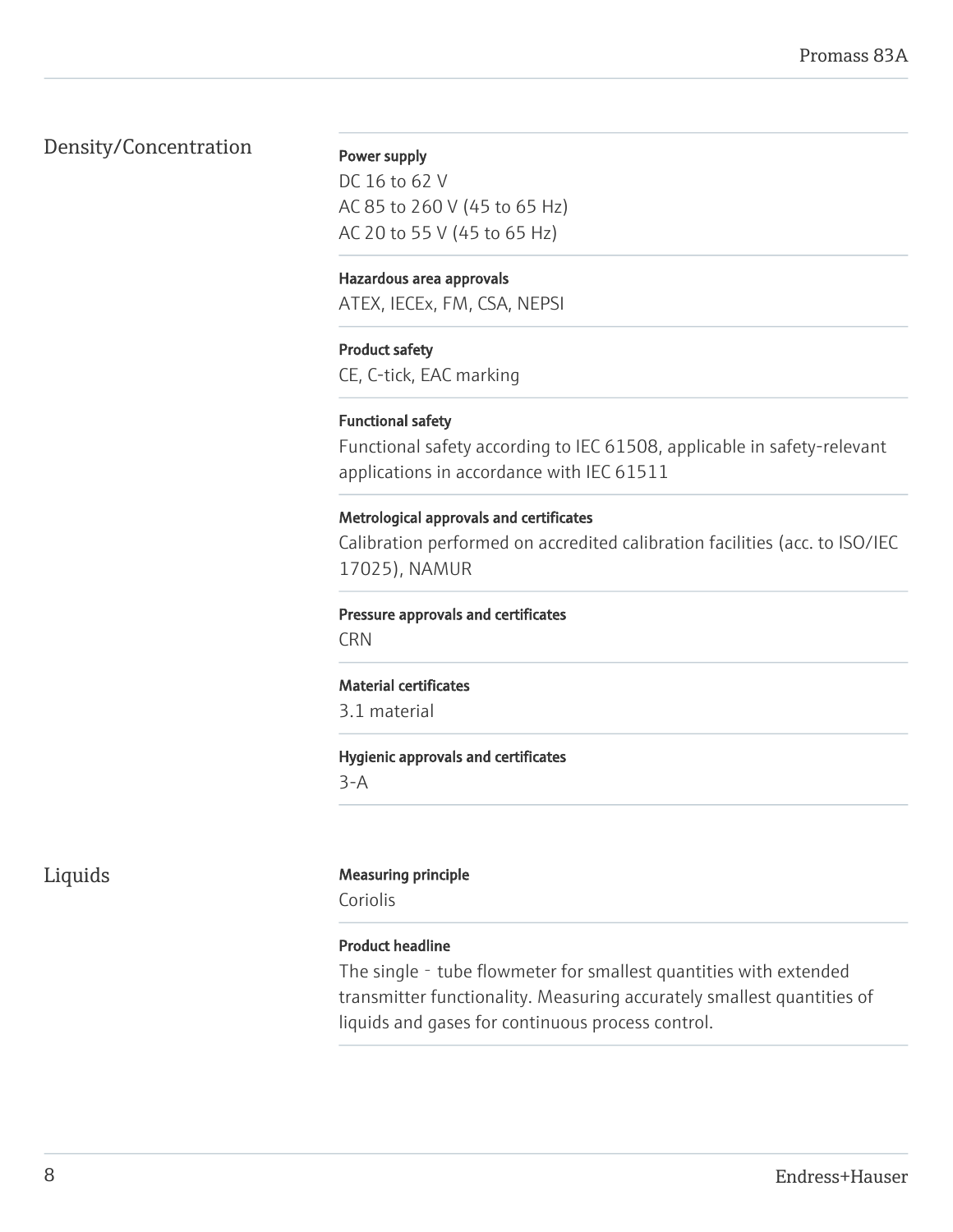## Density/Concentration

**Power supply**
DC 16 to 62 V
AC 85 to 260 V (45 to 65 Hz)
AC 20 to 55 V (45 to 65 Hz)

**Hazardous area approvals**
ATEX, IECEx, FM, CSA, NEPSI

**Product safety**
CE, C-tick, EAC marking

**Functional safety**
Functional safety according to IEC 61508, applicable in safety-relevant applications in accordance with IEC 61511

**Metrological approvals and certificates**
Calibration performed on accredited calibration facilities (acc. to ISO/IEC 17025), NAMUR

**Pressure approvals and certificates**
CRN

**Material certificates**
3.1 material

**Hygienic approvals and certificates**
3-A

## Liquids

**Measuring principle**
Coriolis

**Product headline**
The single - tube flowmeter for smallest quantities with extended transmitter functionality. Measuring accurately smallest quantities of liquids and gases for continuous process control.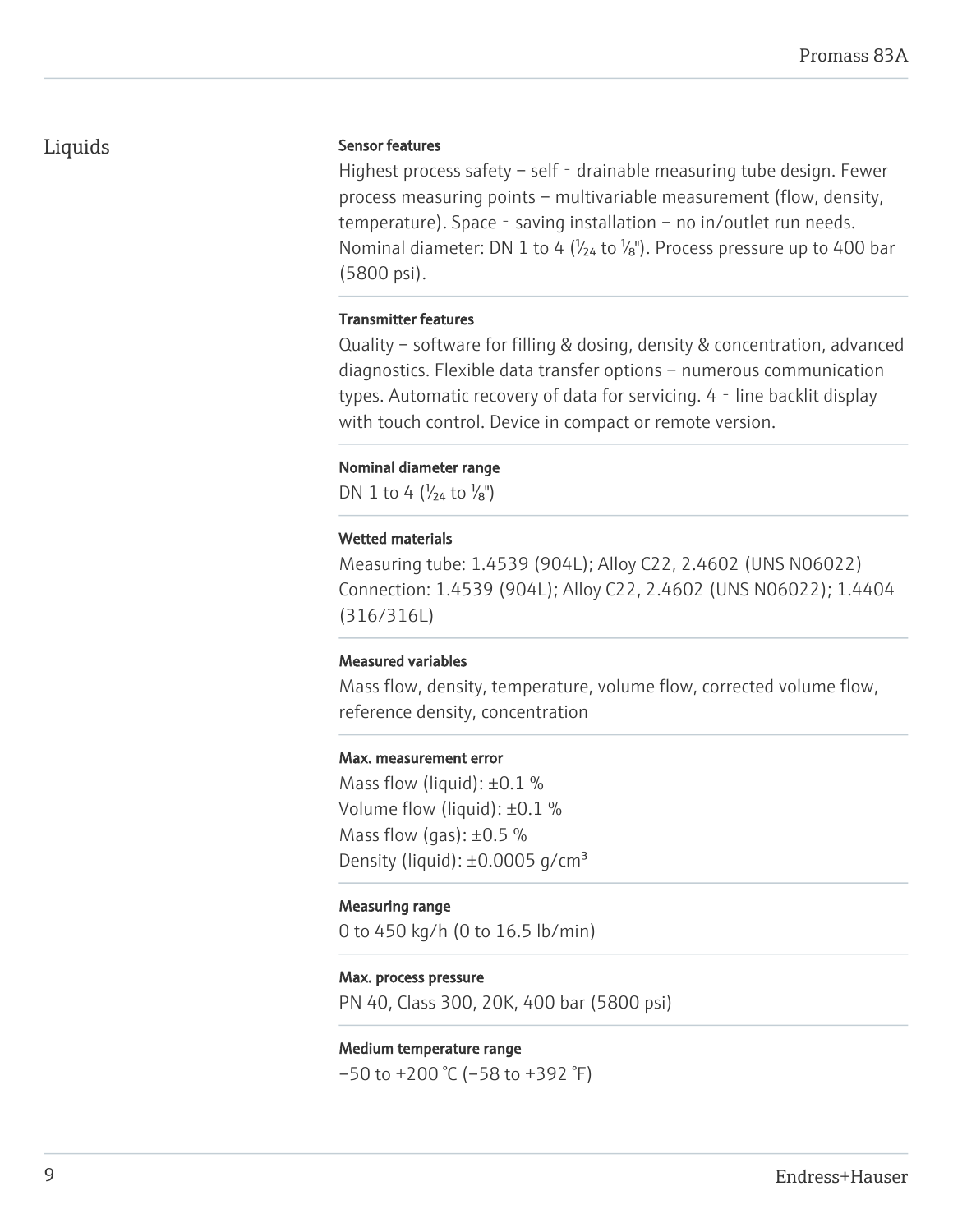## Liquids

**Sensor features**

Highest process safety – self‐drainable measuring tube design. Fewer process measuring points – multivariable measurement (flow, density, temperature). Space‐saving installation – no in/outlet run needs. Nominal diameter: DN 1 to 4 (1⁄24 to 1⁄8"). Process pressure up to 400 bar (5800 psi).

**Transmitter features**

Quality – software for filling & dosing, density & concentration, advanced diagnostics. Flexible data transfer options – numerous communication types. Automatic recovery of data for servicing. 4‐line backlit display with touch control. Device in compact or remote version.

**Nominal diameter range**

DN 1 to 4 (1⁄24 to 1⁄8")

**Wetted materials**

Measuring tube: 1.4539 (904L); Alloy C22, 2.4602 (UNS N06022)
Connection: 1.4539 (904L); Alloy C22, 2.4602 (UNS N06022); 1.4404 (316/316L)

**Measured variables**

Mass flow, density, temperature, volume flow, corrected volume flow, reference density, concentration

**Max. measurement error**

Mass flow (liquid): ±0.1 %
Volume flow (liquid): ±0.1 %
Mass flow (gas): ±0.5 %
Density (liquid): ±0.0005 g/cm³

**Measuring range**

0 to 450 kg/h (0 to 16.5 lb/min)

**Max. process pressure**

PN 40, Class 300, 20K, 400 bar (5800 psi)

**Medium temperature range**

–50 to +200 °C (–58 to +392 °F)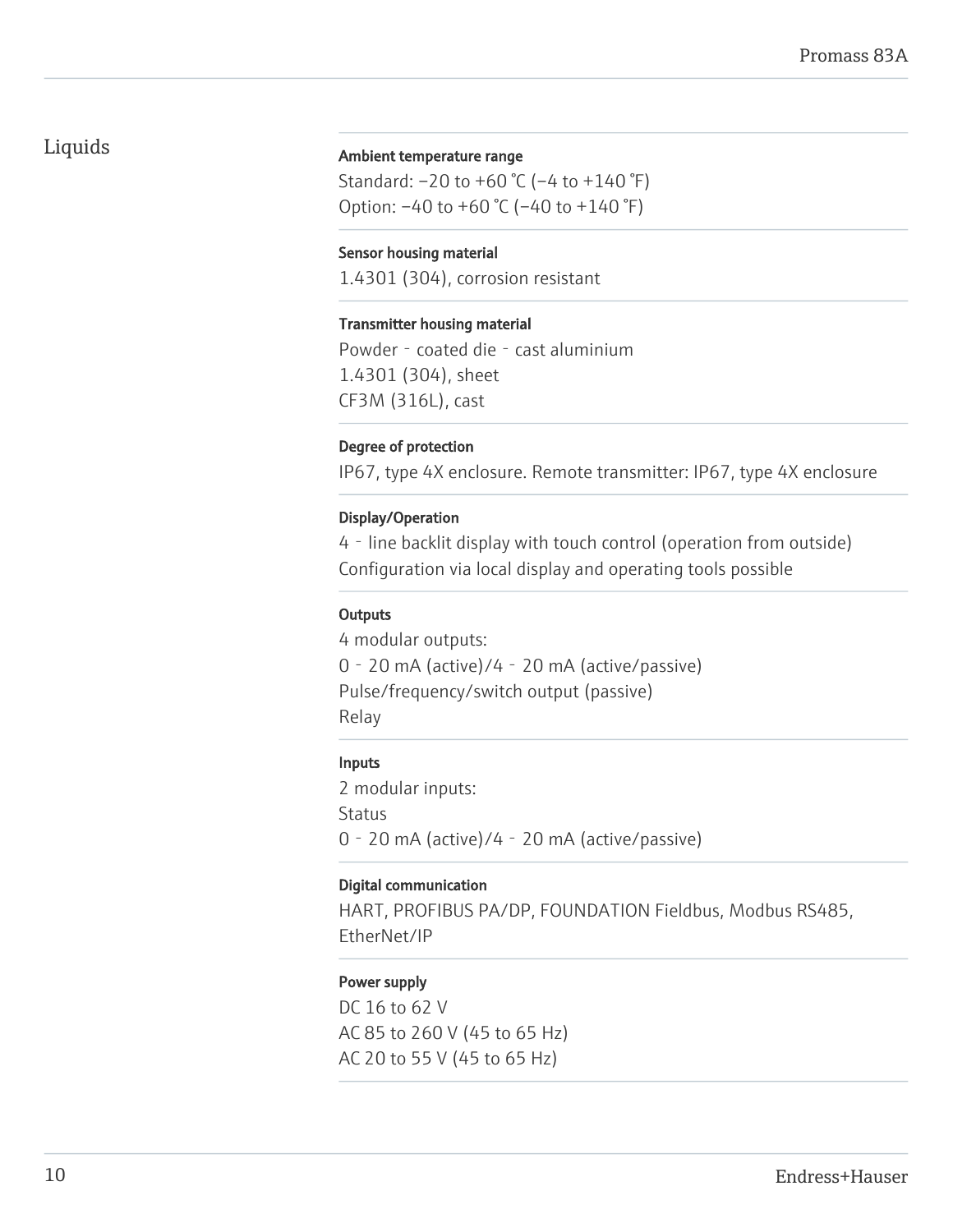## Liquids

**Ambient temperature range**

Standard: –20 to +60 °C (–4 to +140 °F)
Option: –40 to +60 °C (–40 to +140 °F)

**Sensor housing material**

1.4301 (304), corrosion resistant

**Transmitter housing material**

Powder‐coated die‐cast aluminium
1.4301 (304), sheet
CF3M (316L), cast

**Degree of protection**

IP67, type 4X enclosure. Remote transmitter: IP67, type 4X enclosure

**Display/Operation**

4‐line backlit display with touch control (operation from outside)
Configuration via local display and operating tools possible

**Outputs**

4 modular outputs:
0‐20 mA (active)/4‐20 mA (active/passive)
Pulse/frequency/switch output (passive)
Relay

**Inputs**

2 modular inputs:
Status
0‐20 mA (active)/4‐20 mA (active/passive)

**Digital communication**

HART, PROFIBUS PA/DP, FOUNDATION Fieldbus, Modbus RS485, EtherNet/IP

**Power supply**

DC 16 to 62 V
AC 85 to 260 V (45 to 65 Hz)
AC 20 to 55 V (45 to 65 Hz)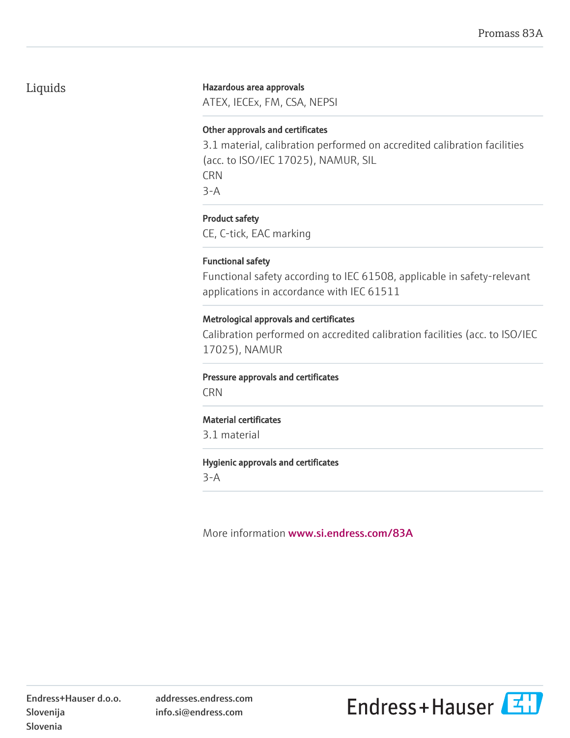## Liquids

**Hazardous area approvals**

ATEX, IECEx, FM, CSA, NEPSI

**Other approvals and certificates**

3.1 material, calibration performed on accredited calibration facilities (acc. to ISO/IEC 17025), NAMUR, SIL
CRN
3-A

**Product safety**

CE, C-tick, EAC marking

**Functional safety**

Functional safety according to IEC 61508, applicable in safety-relevant applications in accordance with IEC 61511

**Metrological approvals and certificates**

Calibration performed on accredited calibration facilities (acc. to ISO/IEC 17025), NAMUR

**Pressure approvals and certificates**

CRN

**Material certificates**

3.1 material

**Hygienic approvals and certificates**

3-A

More information **www.si.endress.com/83A**

Endress+Hauser d.o.o.
Slovenija
Slovenia

addresses.endress.com
info.si@endress.com